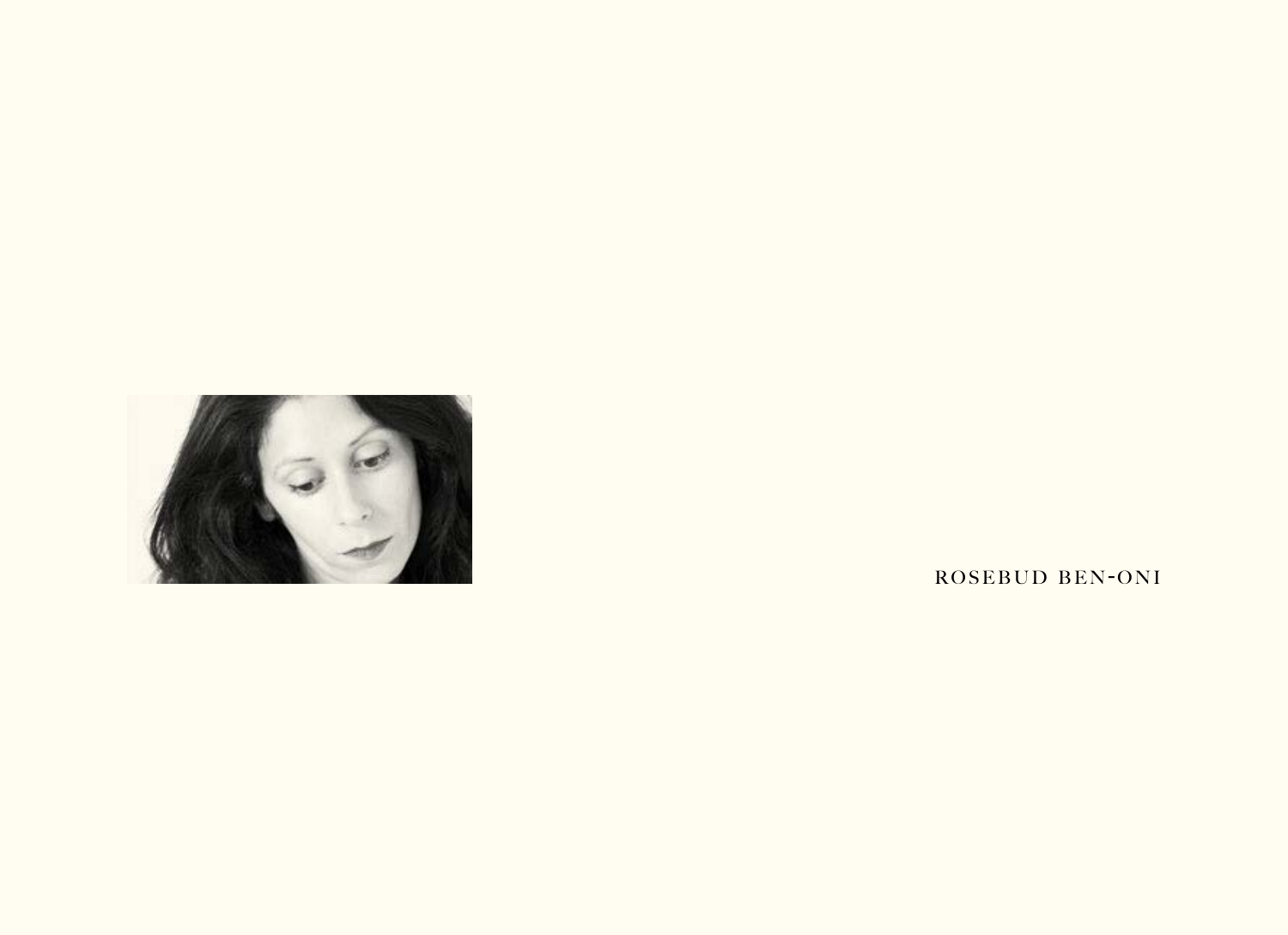ROSEBUD BEN-ONI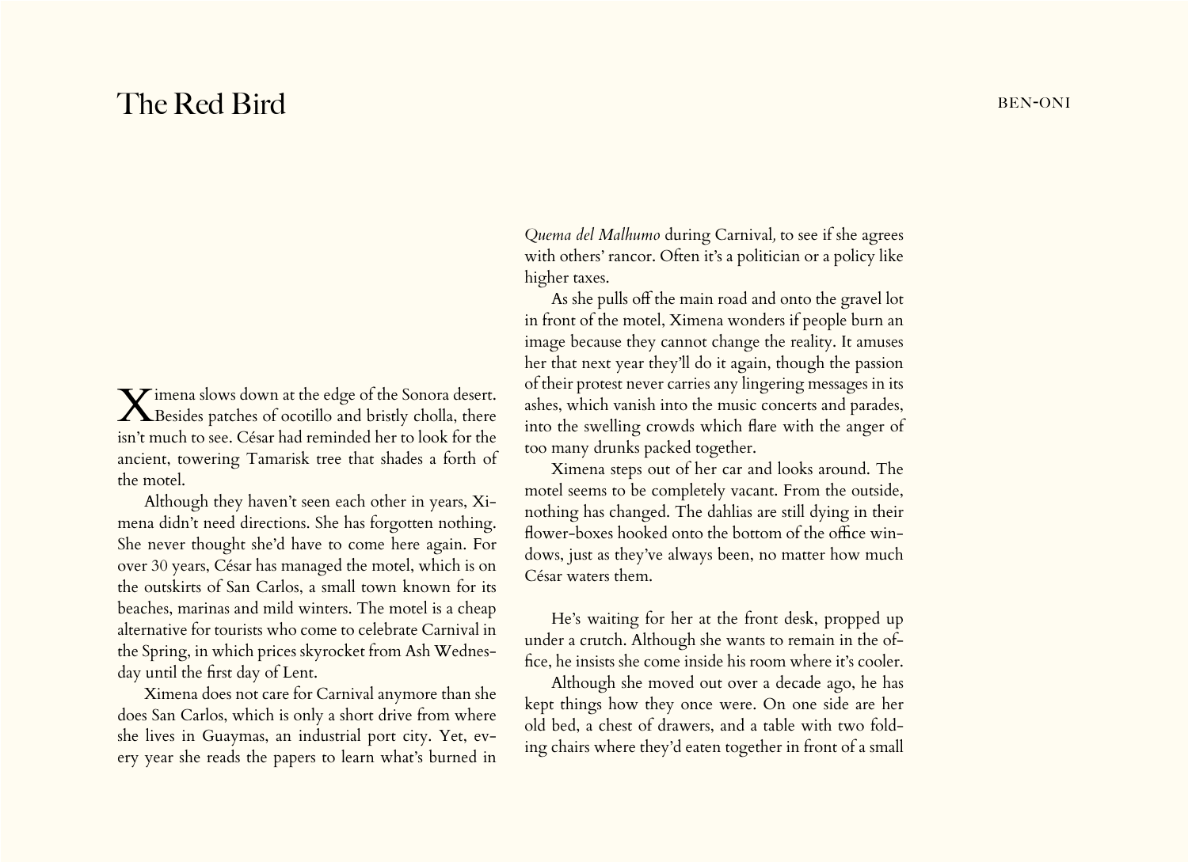# The Red Bird

Ximena slows down at the edge of the Sonora desert. Besides patches of ocotillo and bristly cholla, there isn't much to see. César had reminded her to look for the ancient, towering Tamarisk tree that shades a forth of the motel.

Although they haven't seen each other in years, Ximena didn't need directions. She has forgotten nothing. She never thought she'd have to come here again. For over 30 years, César has managed the motel, which is on the outskirts of San Carlos, a small town known for its beaches, marinas and mild winters. The motel is a cheap alternative for tourists who come to celebrate Carnival in the Spring, in which prices skyrocket from Ash Wednesday until the first day of Lent.

Ximena does not care for Carnival anymore than she does San Carlos, which is only a short drive from where she lives in Guaymas, an industrial port city. Yet, every year she reads the papers to learn what's burned in *Quema del Malhumo* during Carnival, to see if she agrees with others' rancor. Often it's a politician or a policy like higher taxes.

As she pulls off the main road and onto the gravel lot in front of the motel, Ximena wonders if people burn an image because they cannot change the reality. It amuses her that next year they'll do it again, though the passion of their protest never carries any lingering messages in its ashes, which vanish into the music concerts and parades, into the swelling crowds which flare with the anger of too many drunks packed together.

Ximena steps out of her car and looks around. The motel seems to be completely vacant. From the outside, nothing has changed. The dahlias are still dying in their flower-boxes hooked onto the bottom of the office windows, just as they've always been, no matter how much César waters them.

He's waiting for her at the front desk, propped up under a crutch. Although she wants to remain in the office, he insists she come inside his room where it's cooler.

Although she moved out over a decade ago, he has kept things how they once were. On one side are her old bed, a chest of drawers, and a table with two folding chairs where they'd eaten together in front of a small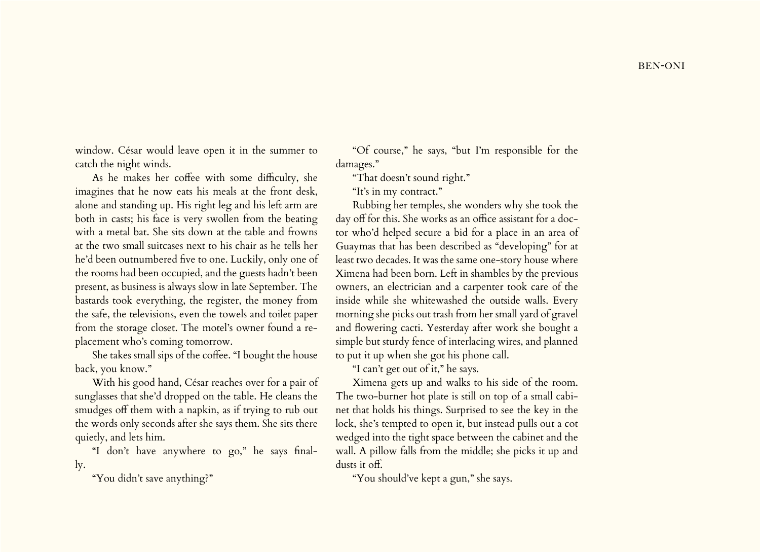window. César would leave open it in the summer to catch the night winds.

As he makes her coffee with some difficulty, she imagines that he now eats his meals at the front desk, alone and standing up. His right leg and his left arm are both in casts; his face is very swollen from the beating with a metal bat. She sits down at the table and frowns at the two small suitcases next to his chair as he tells her he'd been outnumbered five to one. Luckily, only one of the rooms had been occupied, and the guests hadn't been present, as business is always slow in late September. The bastards took everything, the register, the money from the safe, the televisions, even the towels and toilet paper from the storage closet. The motel's owner found a replacement who's coming tomorrow.

She takes small sips of the coffee. "I bought the house back, you know."

With his good hand, César reaches over for a pair of sunglasses that she'd dropped on the table. He cleans the smudges off them with a napkin, as if trying to rub out the words only seconds after she says them. She sits there quietly, and lets him.

"I don't have anywhere to go," he says finally.

"You didn't save anything?"

"Of course," he says, "but I'm responsible for the damages."

"That doesn't sound right."

"It's in my contract."

Rubbing her temples, she wonders why she took the day off for this. She works as an office assistant for a doctor who'd helped secure a bid for a place in an area of Guaymas that has been described as "developing" for at least two decades. It was the same one-story house where Ximena had been born. Left in shambles by the previous owners, an electrician and a carpenter took care of the inside while she whitewashed the outside walls. Every morning she picks out trash from her small yard of gravel and flowering cacti. Yesterday after work she bought a simple but sturdy fence of interlacing wires, and planned to put it up when she got his phone call.

"I can't get out of it," he says.

Ximena gets up and walks to his side of the room. The two-burner hot plate is still on top of a small cabinet that holds his things. Surprised to see the key in the lock, she's tempted to open it, but instead pulls out a cot wedged into the tight space between the cabinet and the wall. A pillow falls from the middle; she picks it up and dusts it off.

"You should've kept a gun," she says.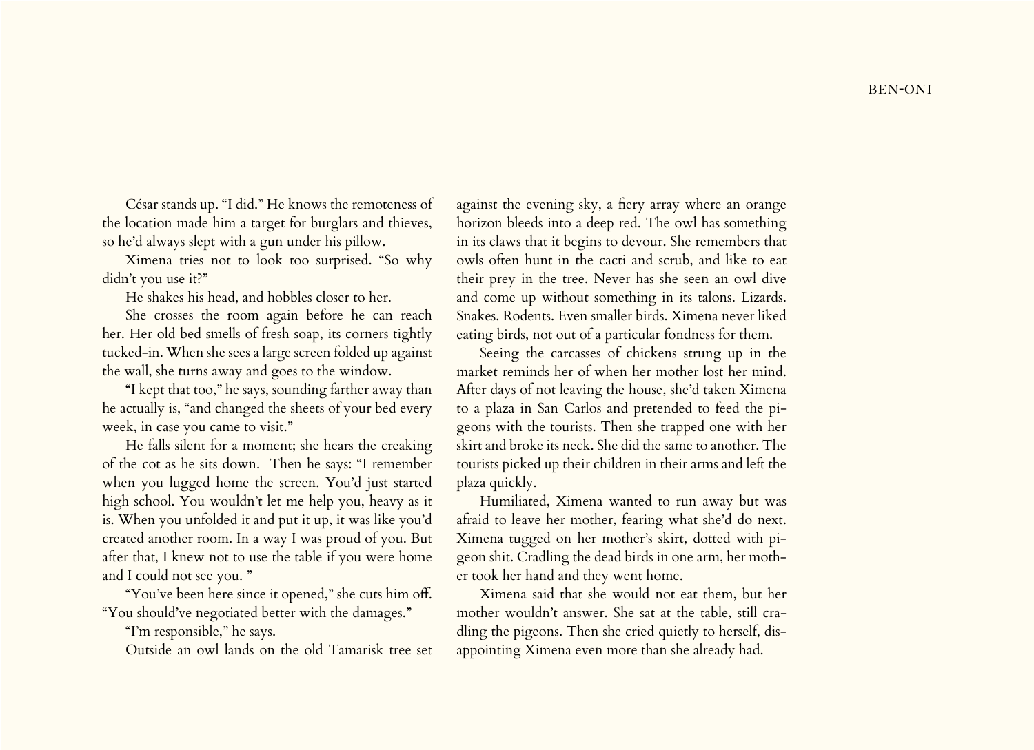César stands up. "I did." He knows the remoteness of the location made him a target for burglars and thieves, so he'd always slept with a gun under his pillow.

Ximena tries not to look too surprised. "So why didn't you use it?"

He shakes his head, and hobbles closer to her.

She crosses the room again before he can reach her. Her old bed smells of fresh soap, its corners tightly tucked-in. When she sees a large screen folded up against the wall, she turns away and goes to the window.

"I kept that too," he says, sounding farther away than he actually is, "and changed the sheets of your bed every week, in case you came to visit."

He falls silent for a moment; she hears the creaking of the cot as he sits down. Then he says: "I remember when you lugged home the screen. You'd just started high school. You wouldn't let me help you, heavy as it is. When you unfolded it and put it up, it was like you'd created another room. In a way I was proud of you. But after that, I knew not to use the table if you were home and I could not see you. "

"You've been here since it opened," she cuts him off. "You should've negotiated better with the damages."

"I'm responsible," he says.

Outside an owl lands on the old Tamarisk tree set against the evening sky, a fiery array where an orange horizon bleeds into a deep red. The owl has something in its claws that it begins to devour. She remembers that owls often hunt in the cacti and scrub, and like to eat their prey in the tree. Never has she seen an owl dive and come up without something in its talons. Lizards. Snakes. Rodents. Even smaller birds. Ximena never liked eating birds, not out of a particular fondness for them.

Seeing the carcasses of chickens strung up in the market reminds her of when her mother lost her mind. After days of not leaving the house, she'd taken Ximena to a plaza in San Carlos and pretended to feed the pigeons with the tourists. Then she trapped one with her skirt and broke its neck. She did the same to another. The tourists picked up their children in their arms and left the plaza quickly.

Humiliated, Ximena wanted to run away but was afraid to leave her mother, fearing what she'd do next. Ximena tugged on her mother's skirt, dotted with pigeon shit. Cradling the dead birds in one arm, her mother took her hand and they went home.

Ximena said that she would not eat them, but her mother wouldn't answer. She sat at the table, still cradling the pigeons. Then she cried quietly to herself, disappointing Ximena even more than she already had.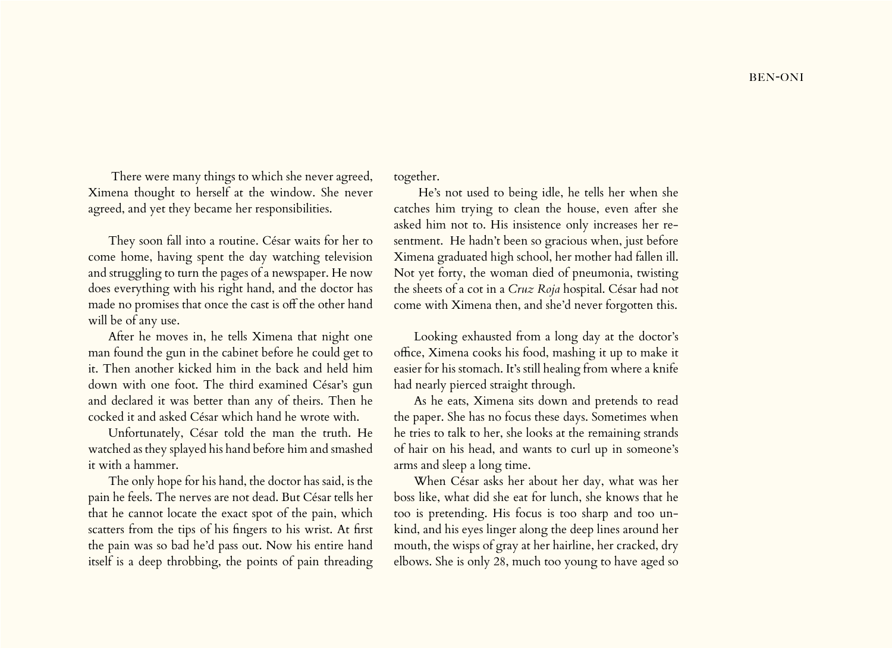There were many things to which she never agreed, Ximena thought to herself at the window. She never agreed, and yet they became her responsibilities.

They soon fall into a routine. César waits for her to come home, having spent the day watching television and struggling to turn the pages of a newspaper. He now does everything with his right hand, and the doctor has made no promises that once the cast is off the other hand will be of any use.

After he moves in, he tells Ximena that night one man found the gun in the cabinet before he could get to it. Then another kicked him in the back and held him down with one foot. The third examined César's gun and declared it was better than any of theirs. Then he cocked it and asked César which hand he wrote with.

Unfortunately, César told the man the truth. He watched as they splayed his hand before him and smashed it with a hammer.

The only hope for his hand, the doctor has said, is the pain he feels. The nerves are not dead. But César tells her that he cannot locate the exact spot of the pain, which scatters from the tips of his fingers to his wrist. At first the pain was so bad he'd pass out. Now his entire hand itself is a deep throbbing, the points of pain threading together.

He's not used to being idle, he tells her when she catches him trying to clean the house, even after she asked him not to. His insistence only increases her resentment. He hadn't been so gracious when, just before Ximena graduated high school, her mother had fallen ill. Not yet forty, the woman died of pneumonia, twisting the sheets of a cot in a *Cruz Roja* hospital. César had not come with Ximena then, and she'd never forgotten this.

Looking exhausted from a long day at the doctor's office, Ximena cooks his food, mashing it up to make it easier for his stomach. It's still healing from where a knife had nearly pierced straight through.

As he eats, Ximena sits down and pretends to read the paper. She has no focus these days. Sometimes when he tries to talk to her, she looks at the remaining strands of hair on his head, and wants to curl up in someone's arms and sleep a long time.

When César asks her about her day, what was her boss like, what did she eat for lunch, she knows that he too is pretending. His focus is too sharp and too unkind, and his eyes linger along the deep lines around her mouth, the wisps of gray at her hairline, her cracked, dry elbows. She is only 28, much too young to have aged so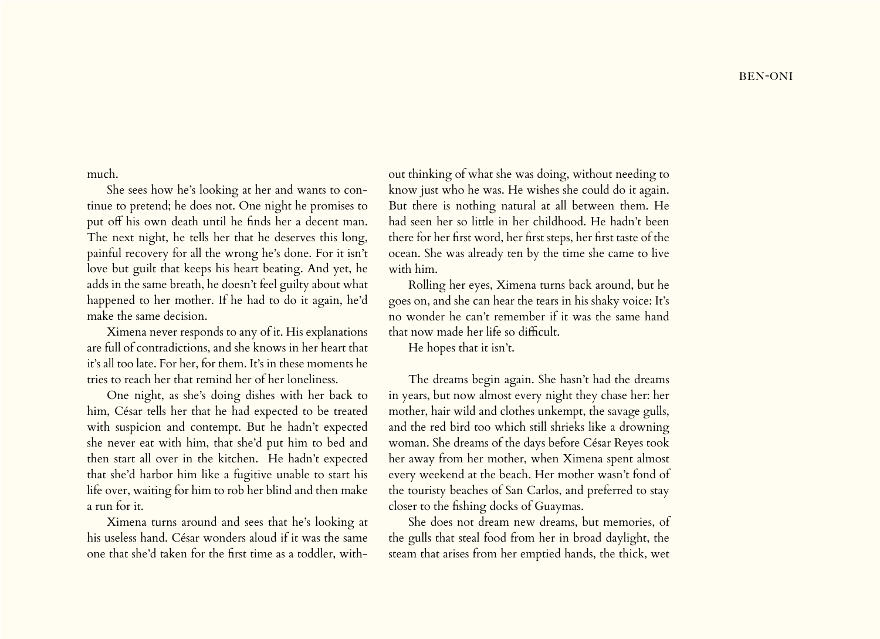much.

She sees how he's looking at her and wants to continue to pretend; he does not. One night he promises to put off his own death until he finds her a decent man. The next night, he tells her that he deserves this long, painful recovery for all the wrong he's done. For it isn't love but guilt that keeps his heart beating. And yet, he adds in the same breath, he doesn't feel guilty about what happened to her mother. If he had to do it again, he'd make the same decision.

Ximena never responds to any of it. His explanations are full of contradictions, and she knows in her heart that it's all too late. For her, for them. It's in these moments he tries to reach her that remind her of her loneliness.

One night, as she's doing dishes with her back to him, César tells her that he had expected to be treated with suspicion and contempt. But he hadn't expected she never eat with him, that she'd put him to bed and then start all over in the kitchen. He hadn't expected that she'd harbor him like a fugitive unable to start his life over, waiting for him to rob her blind and then make a run for it.

Ximena turns around and sees that he's looking at his useless hand. César wonders aloud if it was the same one that she'd taken for the first time as a toddler, without thinking of what she was doing, without needing to know just who he was. He wishes she could do it again. But there is nothing natural at all between them. He had seen her so little in her childhood. He hadn't been there for her first word, her first steps, her first taste of the ocean. She was already ten by the time she came to live with him.

Rolling her eyes, Ximena turns back around, but he goes on, and she can hear the tears in his shaky voice: It's no wonder he can't remember if it was the same hand that now made her life so difficult.

He hopes that it isn't.

The dreams begin again. She hasn't had the dreams in years, but now almost every night they chase her: her mother, hair wild and clothes unkempt, the savage gulls, and the red bird too which still shrieks like a drowning woman. She dreams of the days before César Reyes took her away from her mother, when Ximena spent almost every weekend at the beach. Her mother wasn't fond of the touristy beaches of San Carlos, and preferred to stay closer to the fishing docks of Guaymas.

She does not dream new dreams, but memories, of the gulls that steal food from her in broad daylight, the steam that arises from her emptied hands, the thick, wet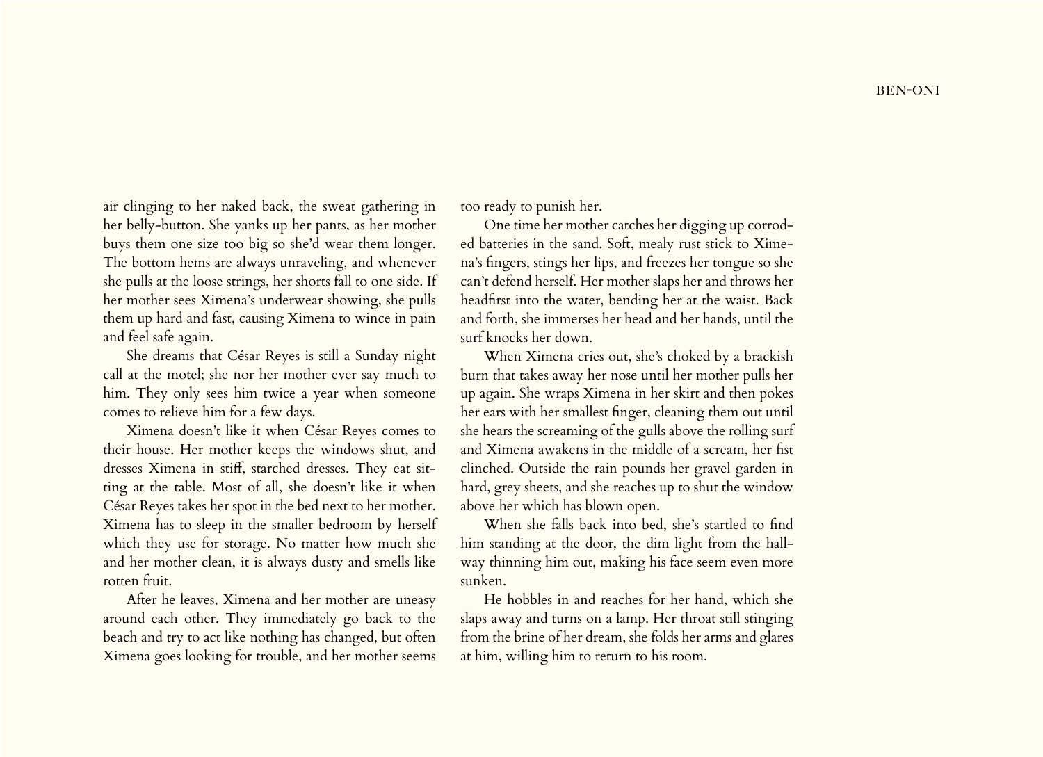air clinging to her naked back, the sweat gathering in her belly-button. She yanks up her pants, as her mother buys them one size too big so she'd wear them longer. The bottom hems are always unraveling, and whenever she pulls at the loose strings, her shorts fall to one side. If her mother sees Ximena's underwear showing, she pulls them up hard and fast, causing Ximena to wince in pain and feel safe again.

She dreams that César Reyes is still a Sunday night call at the motel; she nor her mother ever say much to him. They only sees him twice a year when someone comes to relieve him for a few days.

Ximena doesn't like it when César Reyes comes to their house. Her mother keeps the windows shut, and dresses Ximena in stiff, starched dresses. They eat sitting at the table. Most of all, she doesn't like it when César Reyes takes her spot in the bed next to her mother. Ximena has to sleep in the smaller bedroom by herself which they use for storage. No matter how much she and her mother clean, it is always dusty and smells like rotten fruit.

After he leaves, Ximena and her mother are uneasy around each other. They immediately go back to the beach and try to act like nothing has changed, but often Ximena goes looking for trouble, and her mother seems too ready to punish her.

One time her mother catches her digging up corroded batteries in the sand. Soft, mealy rust stick to Ximena's fingers, stings her lips, and freezes her tongue so she can't defend herself. Her mother slaps her and throws her headfirst into the water, bending her at the waist. Back and forth, she immerses her head and her hands, until the surf knocks her down.

When Ximena cries out, she's choked by a brackish burn that takes away her nose until her mother pulls her up again. She wraps Ximena in her skirt and then pokes her ears with her smallest finger, cleaning them out until she hears the screaming of the gulls above the rolling surf and Ximena awakens in the middle of a scream, her fist clinched. Outside the rain pounds her gravel garden in hard, grey sheets, and she reaches up to shut the window above her which has blown open.

When she falls back into bed, she's startled to find him standing at the door, the dim light from the hallway thinning him out, making his face seem even more sunken.

He hobbles in and reaches for her hand, which she slaps away and turns on a lamp. Her throat still stinging from the brine of her dream, she folds her arms and glares at him, willing him to return to his room.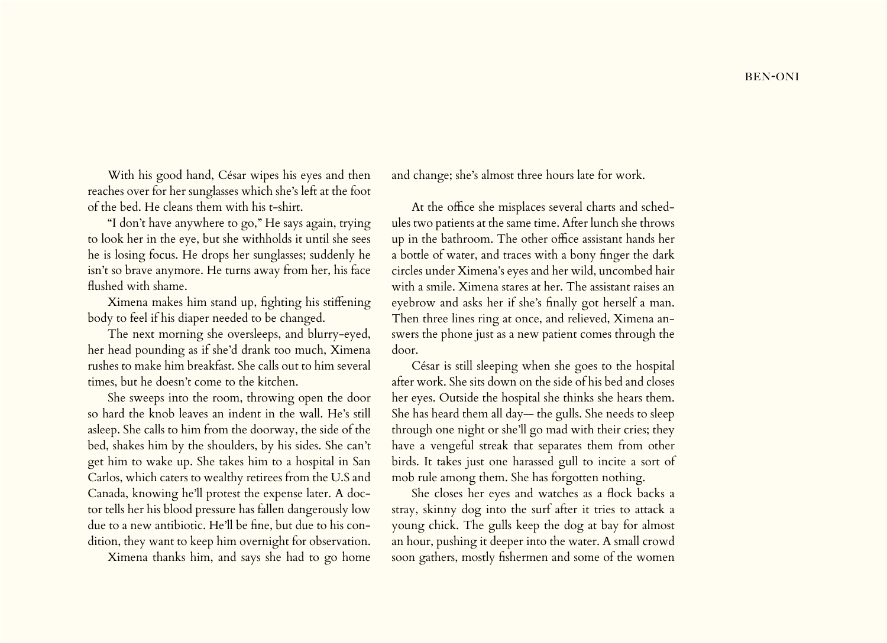With his good hand, César wipes his eyes and then reaches over for her sunglasses which she's left at the foot of the bed. He cleans them with his t-shirt.

"I don't have anywhere to go," He says again, trying to look her in the eye, but she withholds it until she sees he is losing focus. He drops her sunglasses; suddenly he isn't so brave anymore. He turns away from her, his face flushed with shame.

Ximena makes him stand up, fighting his stiffening body to feel if his diaper needed to be changed.

The next morning she oversleeps, and blurry-eyed, her head pounding as if she'd drank too much, Ximena rushes to make him breakfast. She calls out to him several times, but he doesn't come to the kitchen.

She sweeps into the room, throwing open the door so hard the knob leaves an indent in the wall. He's still asleep. She calls to him from the doorway, the side of the bed, shakes him by the shoulders, by his sides. She can't get him to wake up. She takes him to a hospital in San Carlos, which caters to wealthy retirees from the U.S and Canada, knowing he'll protest the expense later. A doctor tells her his blood pressure has fallen dangerously low due to a new antibiotic. He'll be fine, but due to his condition, they want to keep him overnight for observation.

Ximena thanks him, and says she had to go home and change; she's almost three hours late for work.

At the office she misplaces several charts and schedules two patients at the same time. After lunch she throws up in the bathroom. The other office assistant hands her a bottle of water, and traces with a bony finger the dark circles under Ximena's eyes and her wild, uncombed hair with a smile. Ximena stares at her. The assistant raises an eyebrow and asks her if she's finally got herself a man. Then three lines ring at once, and relieved, Ximena answers the phone just as a new patient comes through the door.

César is still sleeping when she goes to the hospital after work. She sits down on the side of his bed and closes her eyes. Outside the hospital she thinks she hears them. She has heard them all day— the gulls. She needs to sleep through one night or she'll go mad with their cries; they have a vengeful streak that separates them from other birds. It takes just one harassed gull to incite a sort of mob rule among them. She has forgotten nothing.

She closes her eyes and watches as a flock backs a stray, skinny dog into the surf after it tries to attack a young chick. The gulls keep the dog at bay for almost an hour, pushing it deeper into the water. A small crowd soon gathers, mostly fishermen and some of the women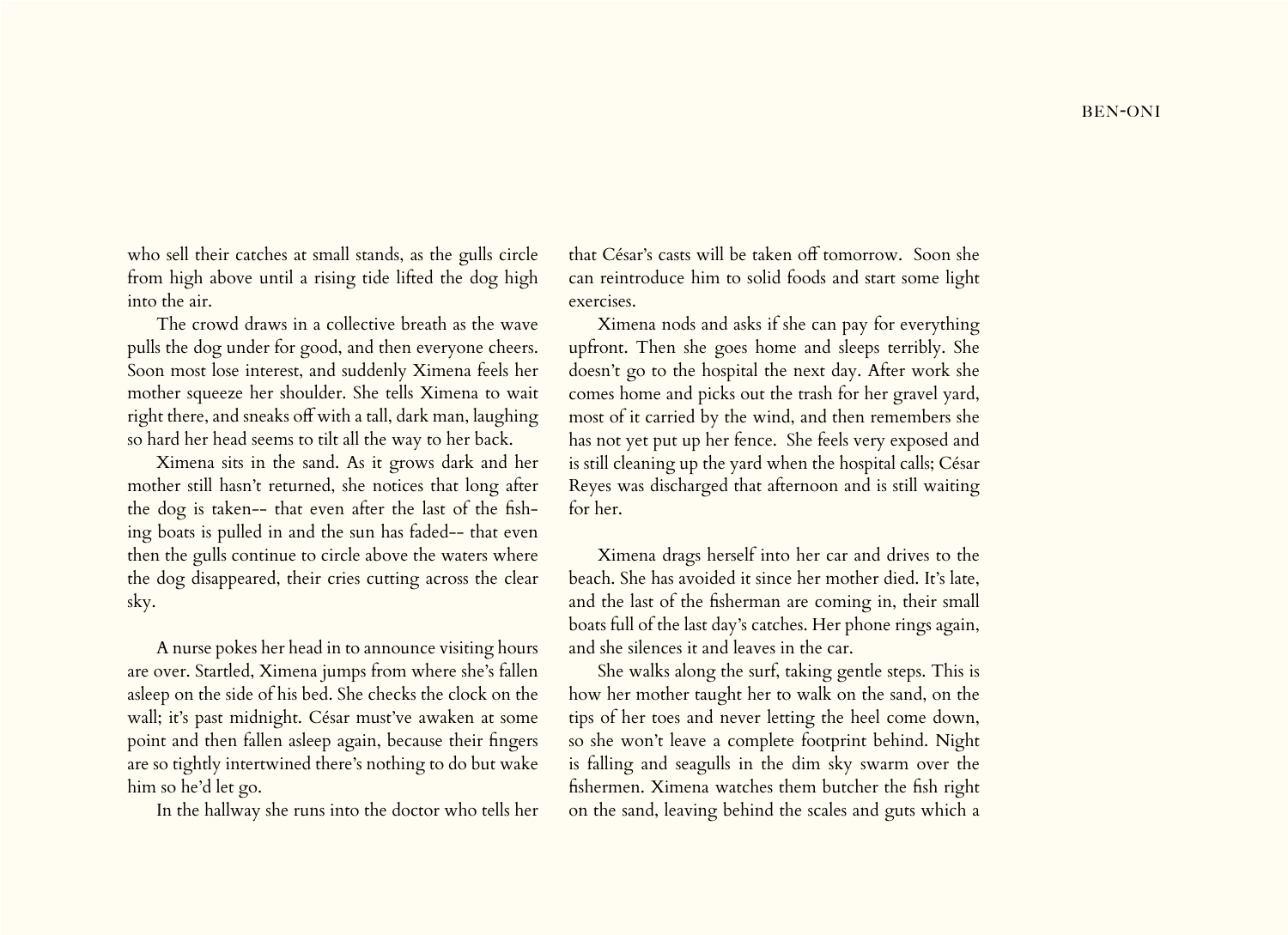who sell their catches at small stands, as the gulls circle from high above until a rising tide lifted the dog high into the air.

The crowd draws in a collective breath as the wave pulls the dog under for good, and then everyone cheers. Soon most lose interest, and suddenly Ximena feels her mother squeeze her shoulder. She tells Ximena to wait right there, and sneaks off with a tall, dark man, laughing so hard her head seems to tilt all the way to her back.

Ximena sits in the sand. As it grows dark and her mother still hasn't returned, she notices that long after the dog is taken-- that even after the last of the fishing boats is pulled in and the sun has faded-- that even then the gulls continue to circle above the waters where the dog disappeared, their cries cutting across the clear sky.

A nurse pokes her head in to announce visiting hours are over. Startled, Ximena jumps from where she's fallen asleep on the side of his bed. She checks the clock on the wall; it's past midnight. César must've awaken at some point and then fallen asleep again, because their fingers are so tightly intertwined there's nothing to do but wake him so he'd let go.

In the hallway she runs into the doctor who tells her that César's casts will be taken off tomorrow. Soon she can reintroduce him to solid foods and start some light exercises.

Ximena nods and asks if she can pay for everything upfront. Then she goes home and sleeps terribly. She doesn't go to the hospital the next day. After work she comes home and picks out the trash for her gravel yard, most of it carried by the wind, and then remembers she has not yet put up her fence. She feels very exposed and is still cleaning up the yard when the hospital calls; César Reyes was discharged that afternoon and is still waiting for her.

Ximena drags herself into her car and drives to the beach. She has avoided it since her mother died. It's late, and the last of the fisherman are coming in, their small boats full of the last day's catches. Her phone rings again, and she silences it and leaves in the car.

She walks along the surf, taking gentle steps. This is how her mother taught her to walk on the sand, on the tips of her toes and never letting the heel come down, so she won't leave a complete footprint behind. Night is falling and seagulls in the dim sky swarm over the fishermen. Ximena watches them butcher the fish right on the sand, leaving behind the scales and guts which a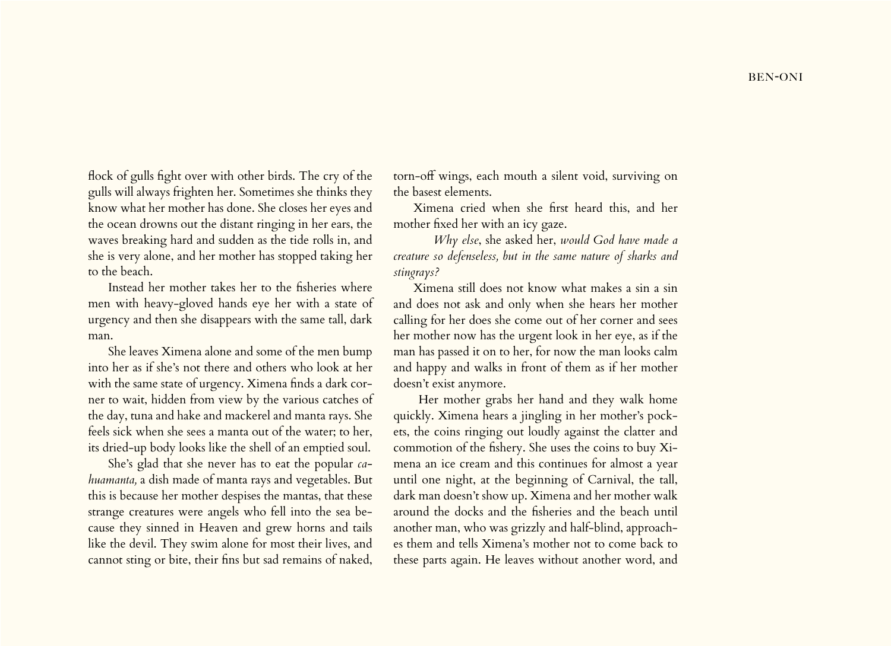flock of gulls fight over with other birds. The cry of the gulls will always frighten her. Sometimes she thinks they know what her mother has done. She closes her eyes and the ocean drowns out the distant ringing in her ears, the waves breaking hard and sudden as the tide rolls in, and she is very alone, and her mother has stopped taking her to the beach.

Instead her mother takes her to the fisheries where men with heavy-gloved hands eye her with a state of urgency and then she disappears with the same tall, dark man.

She leaves Ximena alone and some of the men bump into her as if she's not there and others who look at her with the same state of urgency. Ximena finds a dark corner to wait, hidden from view by the various catches of the day, tuna and hake and mackerel and manta rays. She feels sick when she sees a manta out of the water; to her, its dried-up body looks like the shell of an emptied soul.

She's glad that she never has to eat the popular *cahuamanta,* a dish made of manta rays and vegetables. But this is because her mother despises the mantas, that these strange creatures were angels who fell into the sea because they sinned in Heaven and grew horns and tails like the devil. They swim alone for most their lives, and cannot sting or bite, their fins but sad remains of naked, torn-off wings, each mouth a silent void, surviving on the basest elements.

Ximena cried when she first heard this, and her mother fixed her with an icy gaze.

*Why else*, she asked her, *would God have made a creature so defenseless, but in the same nature of sharks and stingrays?*

Ximena still does not know what makes a sin a sin and does not ask and only when she hears her mother calling for her does she come out of her corner and sees her mother now has the urgent look in her eye, as if the man has passed it on to her, for now the man looks calm and happy and walks in front of them as if her mother doesn't exist anymore.

Her mother grabs her hand and they walk home quickly. Ximena hears a jingling in her mother's pockets, the coins ringing out loudly against the clatter and commotion of the fishery. She uses the coins to buy Ximena an ice cream and this continues for almost a year until one night, at the beginning of Carnival, the tall, dark man doesn't show up. Ximena and her mother walk around the docks and the fisheries and the beach until another man, who was grizzly and half-blind, approaches them and tells Ximena's mother not to come back to these parts again. He leaves without another word, and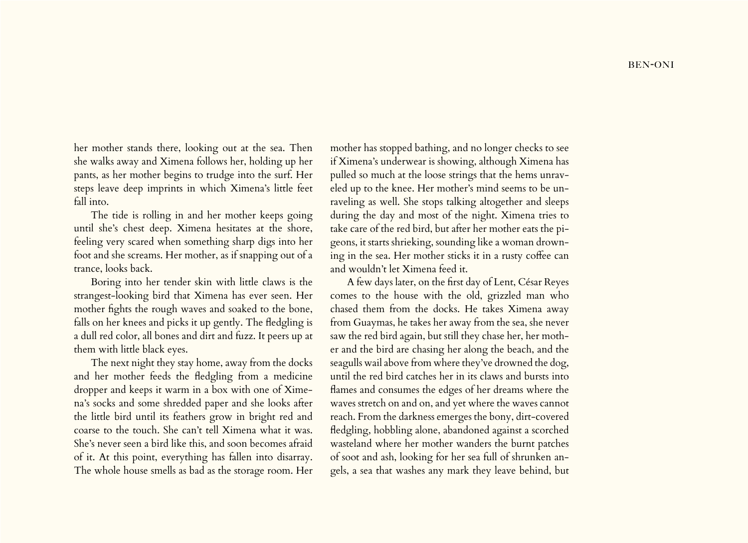her mother stands there, looking out at the sea. Then she walks away and Ximena follows her, holding up her pants, as her mother begins to trudge into the surf. Her steps leave deep imprints in which Ximena's little feet fall into.

The tide is rolling in and her mother keeps going until she's chest deep. Ximena hesitates at the shore, feeling very scared when something sharp digs into her foot and she screams. Her mother, as if snapping out of a trance, looks back.

Boring into her tender skin with little claws is the strangest-looking bird that Ximena has ever seen. Her mother fights the rough waves and soaked to the bone, falls on her knees and picks it up gently. The fledgling is a dull red color, all bones and dirt and fuzz. It peers up at them with little black eyes.

The next night they stay home, away from the docks and her mother feeds the fledgling from a medicine dropper and keeps it warm in a box with one of Ximena's socks and some shredded paper and she looks after the little bird until its feathers grow in bright red and coarse to the touch. She can't tell Ximena what it was. She's never seen a bird like this, and soon becomes afraid of it. At this point, everything has fallen into disarray. The whole house smells as bad as the storage room. Her mother has stopped bathing, and no longer checks to see if Ximena's underwear is showing, although Ximena has pulled so much at the loose strings that the hems unraveled up to the knee. Her mother's mind seems to be unraveling as well. She stops talking altogether and sleeps during the day and most of the night. Ximena tries to take care of the red bird, but after her mother eats the pigeons, it starts shrieking, sounding like a woman drowning in the sea. Her mother sticks it in a rusty coffee can and wouldn't let Ximena feed it.

A few days later, on the first day of Lent, César Reyes comes to the house with the old, grizzled man who chased them from the docks. He takes Ximena away from Guaymas, he takes her away from the sea, she never saw the red bird again, but still they chase her, her mother and the bird are chasing her along the beach, and the seagulls wail above from where they've drowned the dog, until the red bird catches her in its claws and bursts into flames and consumes the edges of her dreams where the waves stretch on and on, and yet where the waves cannot reach. From the darkness emerges the bony, dirt-covered fledgling, hobbling alone, abandoned against a scorched wasteland where her mother wanders the burnt patches of soot and ash, looking for her sea full of shrunken angels, a sea that washes any mark they leave behind, but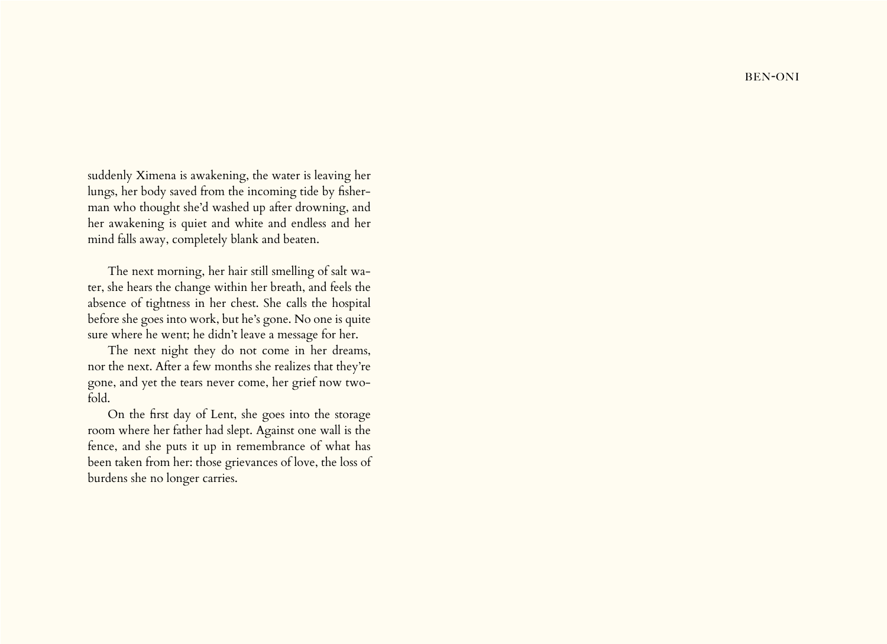suddenly Ximena is awakening, the water is leaving her lungs, her body saved from the incoming tide by fisherman who thought she'd washed up after drowning, and her awakening is quiet and white and endless and her mind falls away, completely blank and beaten.

The next morning, her hair still smelling of salt water, she hears the change within her breath, and feels the absence of tightness in her chest. She calls the hospital before she goes into work, but he's gone. No one is quite sure where he went; he didn't leave a message for her.

The next night they do not come in her dreams, nor the next. After a few months she realizes that they're gone, and yet the tears never come, her grief now twofold.

On the first day of Lent, she goes into the storage room where her father had slept. Against one wall is the fence, and she puts it up in remembrance of what has been taken from her: those grievances of love, the loss of burdens she no longer carries.